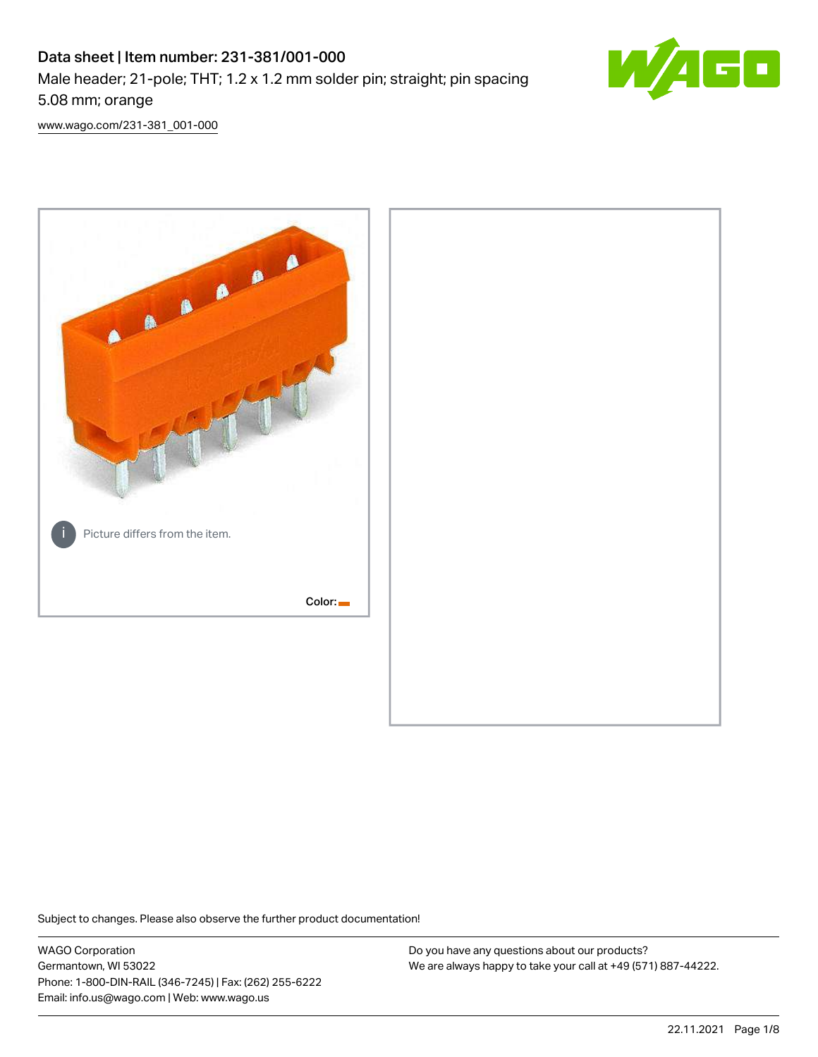# Data sheet | Item number: 231-381/001-000

Male header; 21-pole; THT; 1.2 x 1.2 mm solder pin; straight; pin spacing 5.08 mm; orange

www.wago.com/231-381_001-000

Picture differs from the item.

Color:

Subject to changes. Please also observe the further product documentation!

WAGO Corporation
Germantown, WI 53022
Phone: 1-800-DIN-RAIL (346-7245) | Fax: (262) 255-6222
Email: info.us@wago.com | Web: www.wago.us

Do you have any questions about our products?
We are always happy to take your call at +49 (571) 887-44222.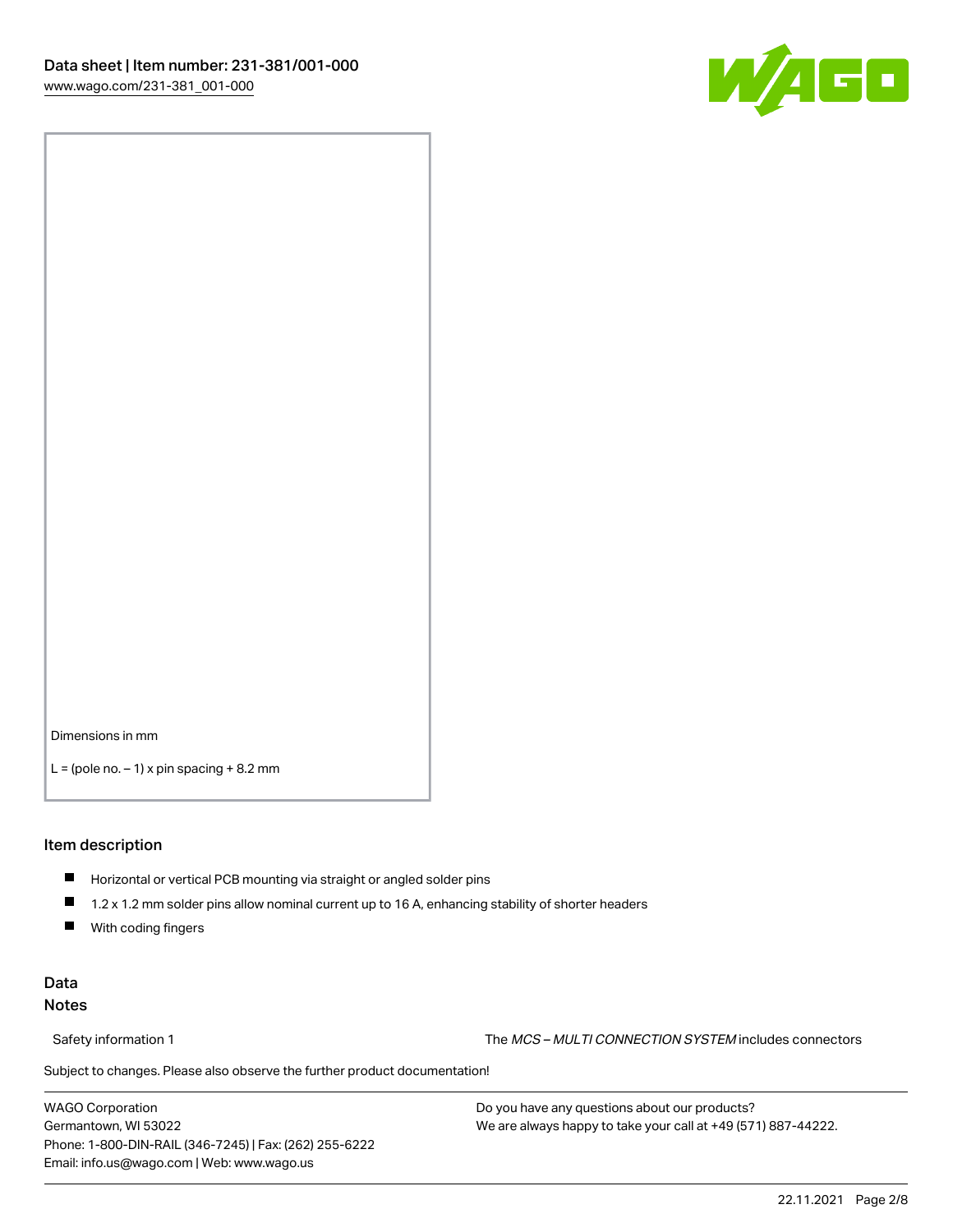Dimensions in mm

L = (pole no. – 1) x pin spacing + 8.2 mm

## Item description

- Horizontal or vertical PCB mounting via straight or angled solder pins
- 1.2 x 1.2 mm solder pins allow nominal current up to 16 A, enhancing stability of shorter headers
- With coding fingers

## Data
### Notes

Safety information 1 — The *MCS – MULTI CONNECTION SYSTEM* includes connectors

Subject to changes. Please also observe the further product documentation!

WAGO Corporation
Germantown, WI 53022
Phone: 1-800-DIN-RAIL (346-7245) | Fax: (262) 255-6222
Email: info.us@wago.com | Web: www.wago.us

Do you have any questions about our products?
We are always happy to take your call at +49 (571) 887-44222.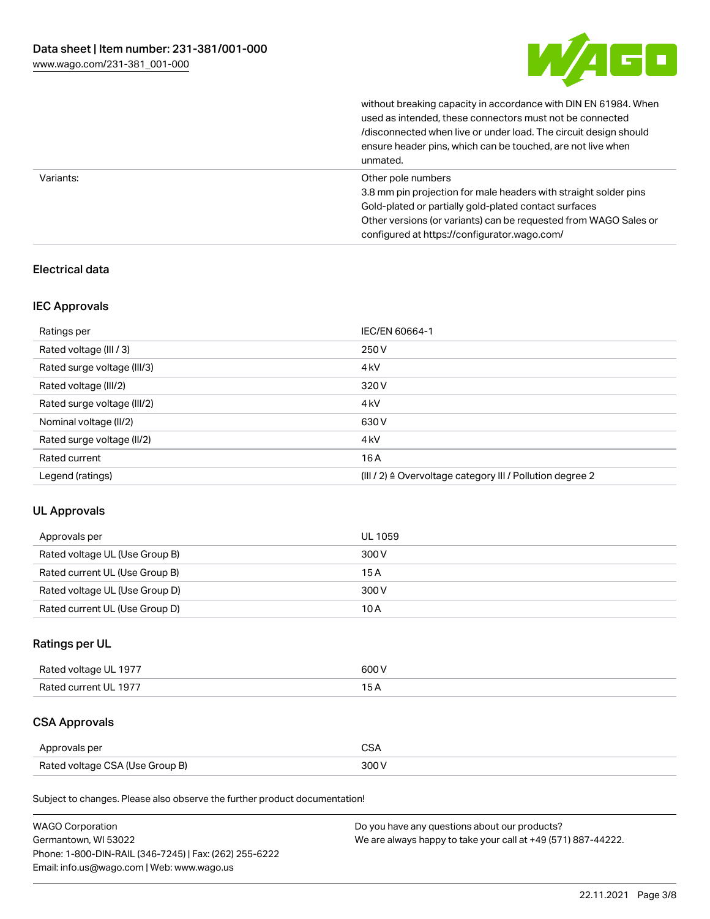| | |
|---|---|
| | without breaking capacity in accordance with DIN EN 61984. When used as intended, these connectors must not be connected /disconnected when live or under load. The circuit design should ensure header pins, which can be touched, are not live when unmated. |
| Variants: | Other pole numbers<br>3.8 mm pin projection for male headers with straight solder pins<br>Gold-plated or partially gold-plated contact surfaces<br>Other versions (or variants) can be requested from WAGO Sales or configured at https://configurator.wago.com/ |

## Electrical data

### IEC Approvals

| Ratings per | IEC/EN 60664-1 |
|---|---|
| Rated voltage (III / 3) | 250 V |
| Rated surge voltage (III/3) | 4 kV |
| Rated voltage (III/2) | 320 V |
| Rated surge voltage (III/2) | 4 kV |
| Nominal voltage (II/2) | 630 V |
| Rated surge voltage (II/2) | 4 kV |
| Rated current | 16 A |
| Legend (ratings) | (III / 2) ≙ Overvoltage category III / Pollution degree 2 |

### UL Approvals

| Approvals per | UL 1059 |
|---|---|
| Rated voltage UL (Use Group B) | 300 V |
| Rated current UL (Use Group B) | 15 A |
| Rated voltage UL (Use Group D) | 300 V |
| Rated current UL (Use Group D) | 10 A |

### Ratings per UL

| | |
|---|---|
| Rated voltage UL 1977 | 600 V |
| Rated current UL 1977 | 15 A |

### CSA Approvals

| Approvals per | CSA |
|---|---|
| Rated voltage CSA (Use Group B) | 300 V |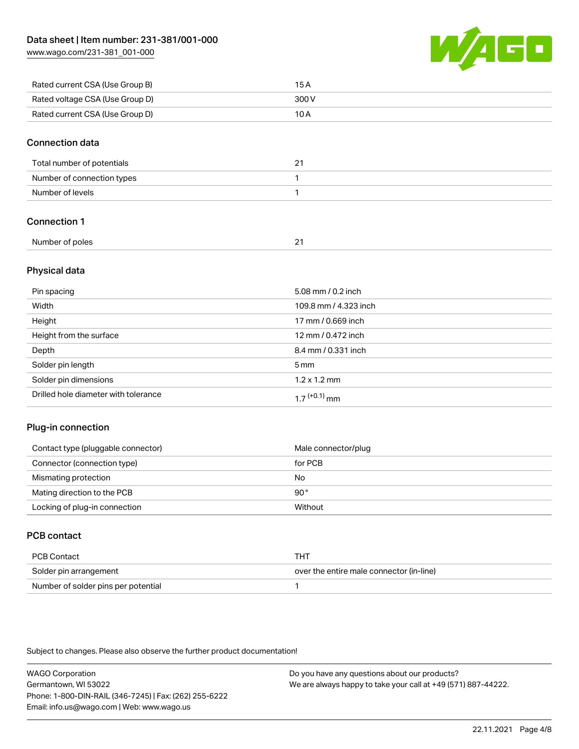| | |
|---|---|
| Rated current CSA (Use Group B) | 15 A |
| Rated voltage CSA (Use Group D) | 300 V |
| Rated current CSA (Use Group D) | 10 A |

## Connection data

| | |
|---|---|
| Total number of potentials | 21 |
| Number of connection types | 1 |
| Number of levels | 1 |

## Connection 1

| | |
|---|---|
| Number of poles | 21 |

## Physical data

| | |
|---|---|
| Pin spacing | 5.08 mm / 0.2 inch |
| Width | 109.8 mm / 4.323 inch |
| Height | 17 mm / 0.669 inch |
| Height from the surface | 12 mm / 0.472 inch |
| Depth | 8.4 mm / 0.331 inch |
| Solder pin length | 5 mm |
| Solder pin dimensions | 1.2 x 1.2 mm |
| Drilled hole diameter with tolerance | $1.7^{(+0.1)}$ mm |

## Plug-in connection

| | |
|---|---|
| Contact type (pluggable connector) | Male connector/plug |
| Connector (connection type) | for PCB |
| Mismating protection | No |
| Mating direction to the PCB | 90° |
| Locking of plug-in connection | Without |

## PCB contact

| | |
|---|---|
| PCB Contact | THT |
| Solder pin arrangement | over the entire male connector (in-line) |
| Number of solder pins per potential | 1 |

Subject to changes. Please also observe the further product documentation!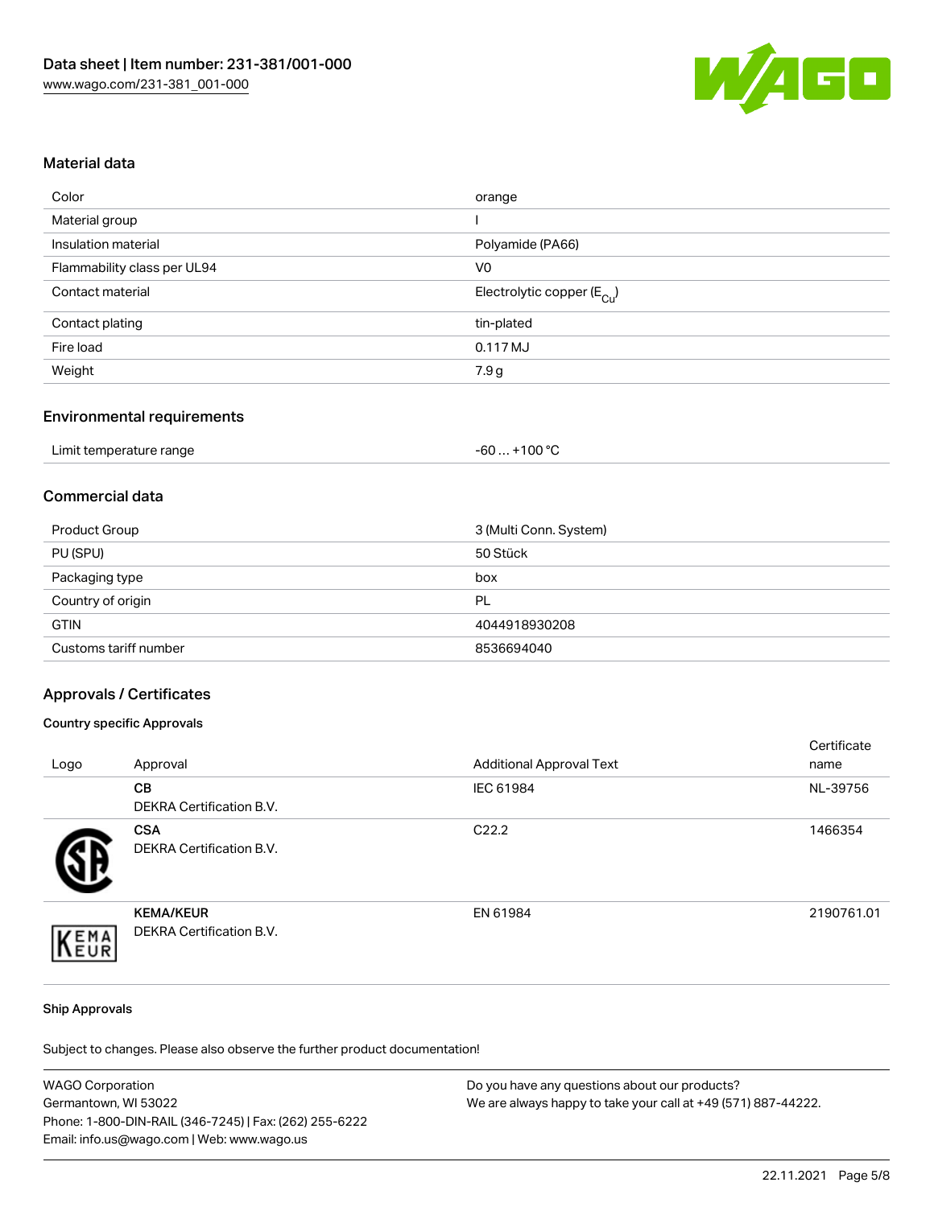## Material data

| | |
|---|---|
| Color | orange |
| Material group | I |
| Insulation material | Polyamide (PA66) |
| Flammability class per UL94 | V0 |
| Contact material | Electrolytic copper ($E_{Cu}$) |
| Contact plating | tin-plated |
| Fire load | 0.117 MJ |
| Weight | 7.9 g |

## Environmental requirements

| | |
|---|---|
| Limit temperature range | -60 … +100 °C |

## Commercial data

| | |
|---|---|
| Product Group | 3 (Multi Conn. System) |
| PU (SPU) | 50 Stück |
| Packaging type | box |
| Country of origin | PL |
| GTIN | 4044918930208 |
| Customs tariff number | 8536694040 |

## Approvals / Certificates

### Country specific Approvals

| Logo | Approval | Additional Approval Text | Certificate name |
|---|---|---|---|
| | **CB** DEKRA Certification B.V. | IEC 61984 | NL-39756 |
| | **CSA** DEKRA Certification B.V. | C22.2 | 1466354 |
| | **KEMA/KEUR** DEKRA Certification B.V. | EN 61984 | 2190761.01 |

### Ship Approvals

Subject to changes. Please also observe the further product documentation!

WAGO Corporation
Germantown, WI 53022
Phone: 1-800-DIN-RAIL (346-7245) | Fax: (262) 255-6222
Email: info.us@wago.com | Web: www.wago.us

Do you have any questions about our products?
We are always happy to take your call at +49 (571) 887-44222.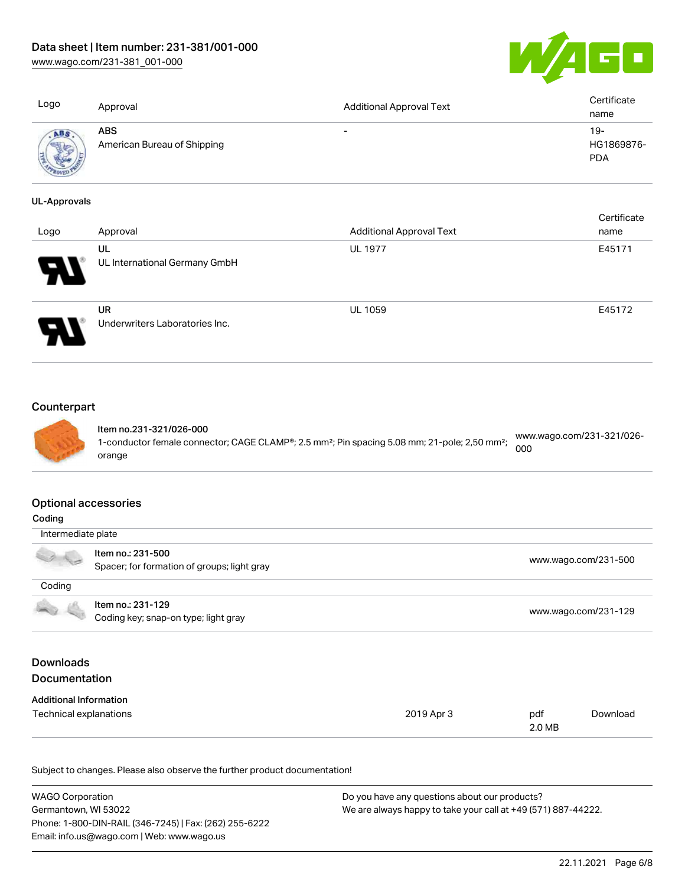| Logo | Approval | Additional Approval Text | Certificate name |
| --- | --- | --- | --- |
| | **ABS**<br>American Bureau of Shipping | - | 19-HG1869876-PDA |

**UL-Approvals**

| Logo | Approval | Additional Approval Text | Certificate name |
| --- | --- | --- | --- |
| | **UL**<br>UL International Germany GmbH | UL 1977 | E45171 |
| | **UR**<br>Underwriters Laboratories Inc. | UL 1059 | E45172 |

## Counterpart

| | | |
| --- | --- | --- |
| | **Item no.231-321/026-000**<br>1-conductor female connector; CAGE CLAMP®; 2.5 mm²; Pin spacing 5.08 mm; 21-pole; 2,50 mm²; orange | www.wago.com/231-321/026-000 |

## Optional accessories

**Coding**

Intermediate plate

| | | |
| --- | --- | --- |
| | **Item no.: 231-500**<br>Spacer; for formation of groups; light gray | www.wago.com/231-500 |

Coding

| | | |
| --- | --- | --- |
| | **Item no.: 231-129**<br>Coding key; snap-on type; light gray | www.wago.com/231-129 |

## Downloads

## Documentation

**Additional Information**

| | | | |
| --- | --- | --- | --- |
| Technical explanations | 2019 Apr 3 | pdf<br>2.0 MB | Download |

Subject to changes. Please also observe the further product documentation!

WAGO Corporation
Germantown, WI 53022
Phone: 1-800-DIN-RAIL (346-7245) | Fax: (262) 255-6222
Email: info.us@wago.com | Web: www.wago.us

Do you have any questions about our products?
We are always happy to take your call at +49 (571) 887-44222.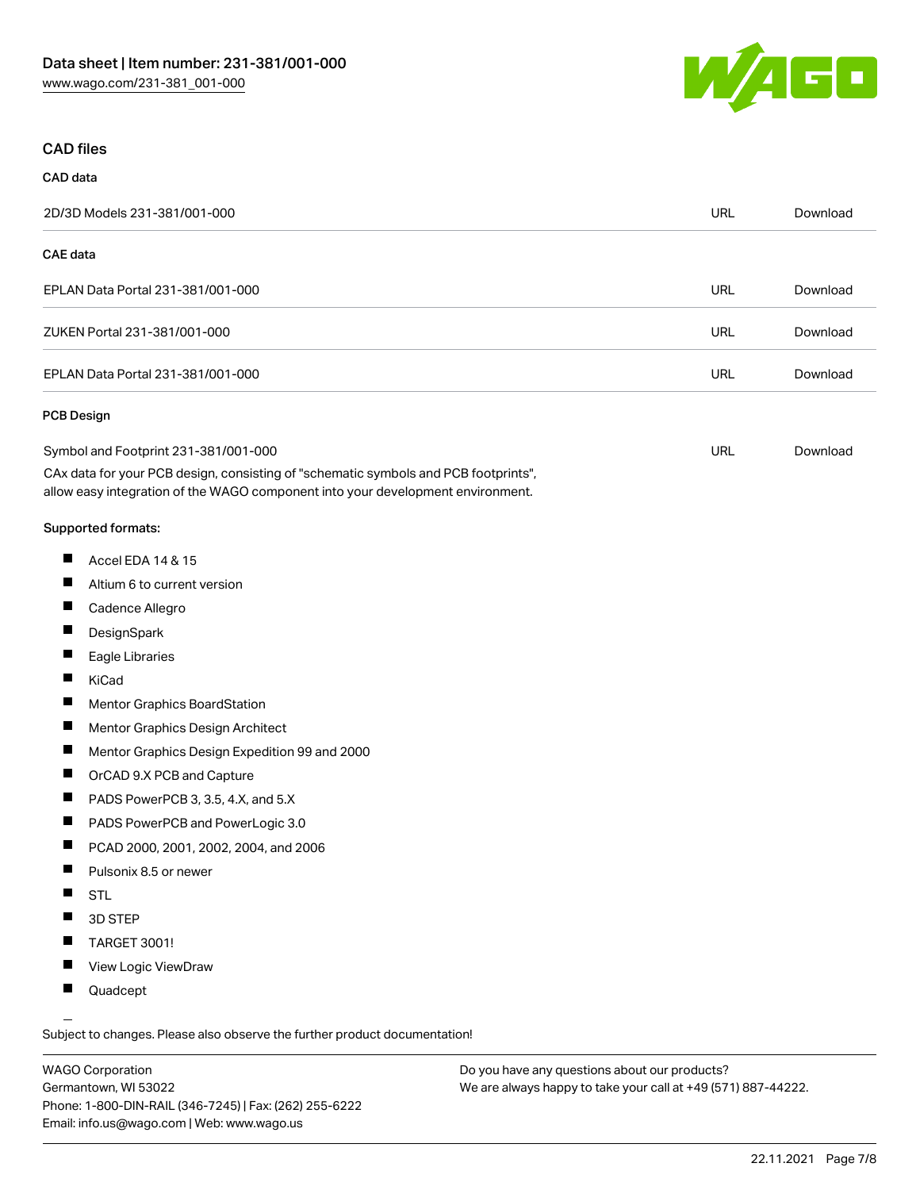## CAD files

### CAD data

| | | |
|---|---|---|
| 2D/3D Models 231-381/001-000 | URL | Download |

### CAE data

| | | |
|---|---|---|
| EPLAN Data Portal 231-381/001-000 | URL | Download |
| ZUKEN Portal 231-381/001-000 | URL | Download |
| EPLAN Data Portal 231-381/001-000 | URL | Download |

### PCB Design

| | | |
|---|---|---|
| Symbol and Footprint 231-381/001-000 | URL | Download |

CAx data for your PCB design, consisting of "schematic symbols and PCB footprints", allow easy integration of the WAGO component into your development environment.

**Supported formats:**

- Accel EDA 14 & 15
- Altium 6 to current version
- Cadence Allegro
- DesignSpark
- Eagle Libraries
- KiCad
- Mentor Graphics BoardStation
- Mentor Graphics Design Architect
- Mentor Graphics Design Expedition 99 and 2000
- OrCAD 9.X PCB and Capture
- PADS PowerPCB 3, 3.5, 4.X, and 5.X
- PADS PowerPCB and PowerLogic 3.0
- PCAD 2000, 2001, 2002, 2004, and 2006
- Pulsonix 8.5 or newer
- STL
- 3D STEP
- TARGET 3001!
- View Logic ViewDraw
- Quadcept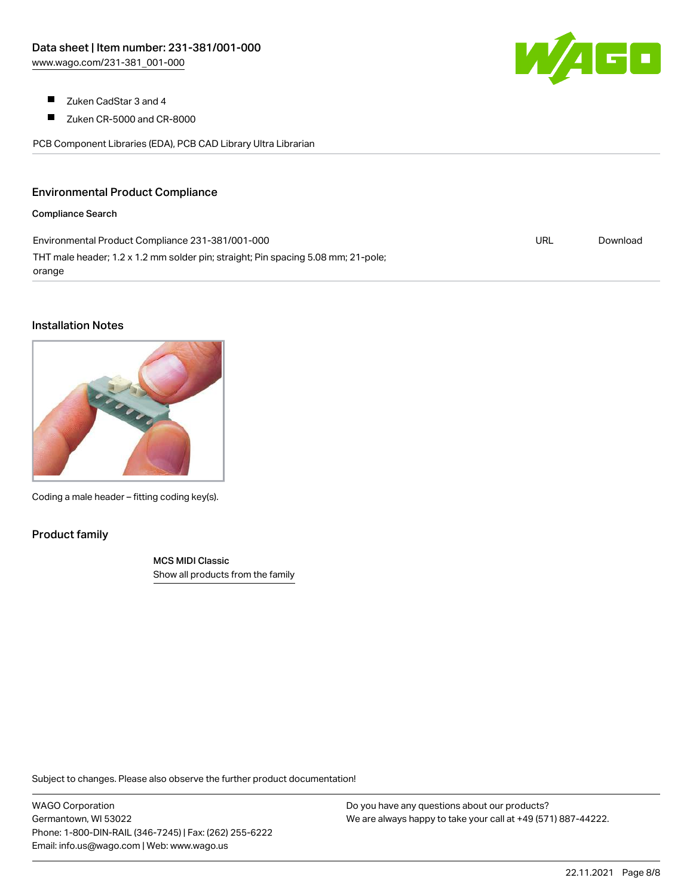- Zuken CadStar 3 and 4
- Zuken CR-5000 and CR-8000

PCB Component Libraries (EDA), PCB CAD Library Ultra Librarian

## Environmental Product Compliance

**Compliance Search**

| | | |
|---|---|---|
| Environmental Product Compliance 231-381/001-000<br>THT male header; 1.2 x 1.2 mm solder pin; straight; Pin spacing 5.08 mm; 21-pole; orange | URL | Download |

## Installation Notes

Coding a male header – fitting coding key(s).

## Product family

MCS MIDI Classic
Show all products from the family

Subject to changes. Please also observe the further product documentation!

WAGO Corporation
Germantown, WI 53022
Phone: 1-800-DIN-RAIL (346-7245) | Fax: (262) 255-6222
Email: info.us@wago.com | Web: www.wago.us

Do you have any questions about our products?
We are always happy to take your call at +49 (571) 887-44222.